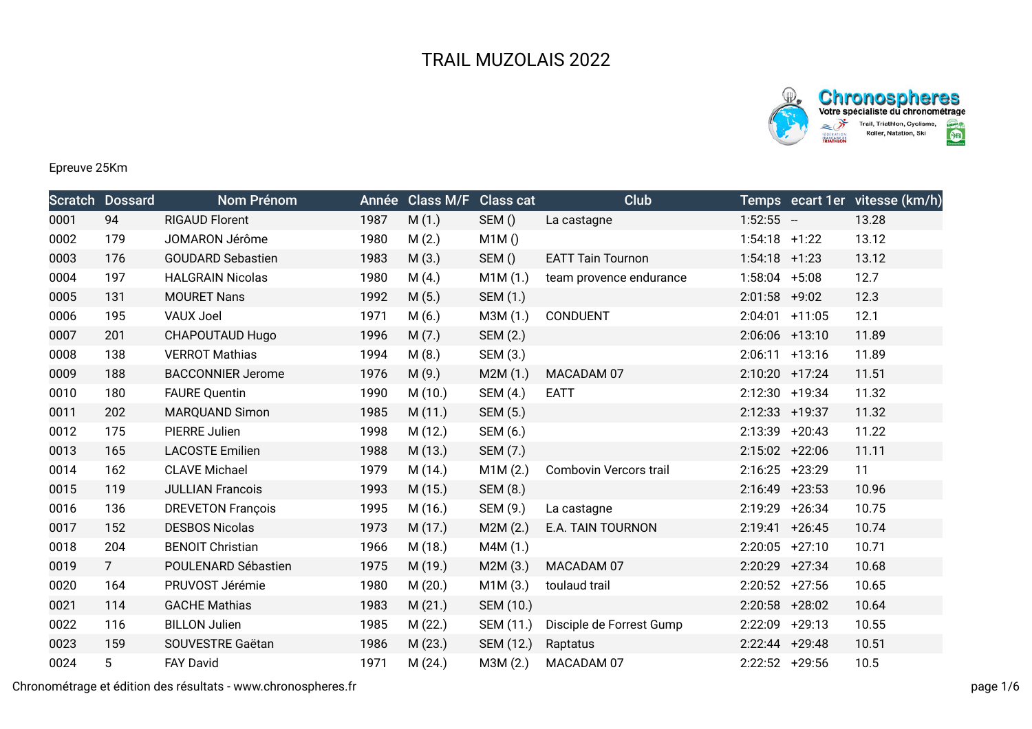# TRAIL MUZOLAIS 2022

Epreuve 25Km

| Scratch | Dossard | Nom Prénom | Année | Class M/F | Class cat | Club | Temps | ecart 1er | vitesse (km/h) |
|---|---|---|---|---|---|---|---|---|---|
| 0001 | 94 | RIGAUD Florent | 1987 | M (1.) | SEM () | La castagne | 1:52:55 | -- | 13.28 |
| 0002 | 179 | JOMARON Jérôme | 1980 | M (2.) | M1M () | | 1:54:18 | +1:22 | 13.12 |
| 0003 | 176 | GOUDARD Sebastien | 1983 | M (3.) | SEM () | EATT Tain Tournon | 1:54:18 | +1:23 | 13.12 |
| 0004 | 197 | HALGRAIN Nicolas | 1980 | M (4.) | M1M (1.) | team provence endurance | 1:58:04 | +5:08 | 12.7 |
| 0005 | 131 | MOURET Nans | 1992 | M (5.) | SEM (1.) | | 2:01:58 | +9:02 | 12.3 |
| 0006 | 195 | VAUX Joel | 1971 | M (6.) | M3M (1.) | CONDUENT | 2:04:01 | +11:05 | 12.1 |
| 0007 | 201 | CHAPOUTAUD Hugo | 1996 | M (7.) | SEM (2.) | | 2:06:06 | +13:10 | 11.89 |
| 0008 | 138 | VERROT Mathias | 1994 | M (8.) | SEM (3.) | | 2:06:11 | +13:16 | 11.89 |
| 0009 | 188 | BACCONNIER Jerome | 1976 | M (9.) | M2M (1.) | MACADAM 07 | 2:10:20 | +17:24 | 11.51 |
| 0010 | 180 | FAURE Quentin | 1990 | M (10.) | SEM (4.) | EATT | 2:12:30 | +19:34 | 11.32 |
| 0011 | 202 | MARQUAND Simon | 1985 | M (11.) | SEM (5.) | | 2:12:33 | +19:37 | 11.32 |
| 0012 | 175 | PIERRE Julien | 1998 | M (12.) | SEM (6.) | | 2:13:39 | +20:43 | 11.22 |
| 0013 | 165 | LACOSTE Emilien | 1988 | M (13.) | SEM (7.) | | 2:15:02 | +22:06 | 11.11 |
| 0014 | 162 | CLAVE Michael | 1979 | M (14.) | M1M (2.) | Combovin Vercors trail | 2:16:25 | +23:29 | 11 |
| 0015 | 119 | JULLIAN Francois | 1993 | M (15.) | SEM (8.) | | 2:16:49 | +23:53 | 10.96 |
| 0016 | 136 | DREVETON François | 1995 | M (16.) | SEM (9.) | La castagne | 2:19:29 | +26:34 | 10.75 |
| 0017 | 152 | DESBOS Nicolas | 1973 | M (17.) | M2M (2.) | E.A. TAIN TOURNON | 2:19:41 | +26:45 | 10.74 |
| 0018 | 204 | BENOIT Christian | 1966 | M (18.) | M4M (1.) | | 2:20:05 | +27:10 | 10.71 |
| 0019 | 7 | POULENARD Sébastien | 1975 | M (19.) | M2M (3.) | MACADAM 07 | 2:20:29 | +27:34 | 10.68 |
| 0020 | 164 | PRUVOST Jérémie | 1980 | M (20.) | M1M (3.) | toulaud trail | 2:20:52 | +27:56 | 10.65 |
| 0021 | 114 | GACHE Mathias | 1983 | M (21.) | SEM (10.) | | 2:20:58 | +28:02 | 10.64 |
| 0022 | 116 | BILLON Julien | 1985 | M (22.) | SEM (11.) | Disciple de Forrest Gump | 2:22:09 | +29:13 | 10.55 |
| 0023 | 159 | SOUVESTRE Gaëtan | 1986 | M (23.) | SEM (12.) | Raptatus | 2:22:44 | +29:48 | 10.51 |
| 0024 | 5 | FAY David | 1971 | M (24.) | M3M (2.) | MACADAM 07 | 2:22:52 | +29:56 | 10.5 |

Chronométrage et édition des résultats - www.chronospheres.fr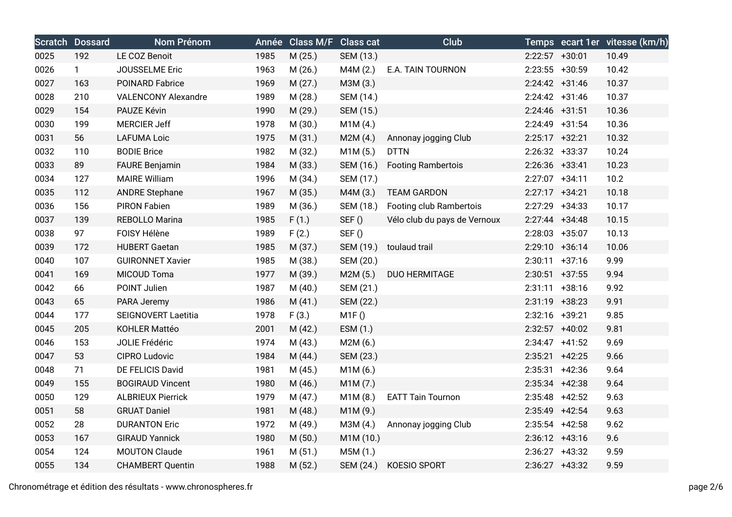| Scratch | Dossard | Nom Prénom | Année | Class M/F | Class cat | Club | Temps | ecart 1er | vitesse (km/h) |
|---|---|---|---|---|---|---|---|---|---|
| 0025 | 192 | LE COZ Benoit | 1985 | M (25.) | SEM (13.) | | 2:22:57 | +30:01 | 10.49 |
| 0026 | 1 | JOUSSELME Eric | 1963 | M (26.) | M4M (2.) | E.A. TAIN TOURNON | 2:23:55 | +30:59 | 10.42 |
| 0027 | 163 | POINARD Fabrice | 1969 | M (27.) | M3M (3.) | | 2:24:42 | +31:46 | 10.37 |
| 0028 | 210 | VALENCONY Alexandre | 1989 | M (28.) | SEM (14.) | | 2:24:42 | +31:46 | 10.37 |
| 0029 | 154 | PAUZE Kévin | 1990 | M (29.) | SEM (15.) | | 2:24:46 | +31:51 | 10.36 |
| 0030 | 199 | MERCIER Jeff | 1978 | M (30.) | M1M (4.) | | 2:24:49 | +31:54 | 10.36 |
| 0031 | 56 | LAFUMA Loic | 1975 | M (31.) | M2M (4.) | Annonay jogging Club | 2:25:17 | +32:21 | 10.32 |
| 0032 | 110 | BODIE Brice | 1982 | M (32.) | M1M (5.) | DTTN | 2:26:32 | +33:37 | 10.24 |
| 0033 | 89 | FAURE Benjamin | 1984 | M (33.) | SEM (16.) | Footing Rambertois | 2:26:36 | +33:41 | 10.23 |
| 0034 | 127 | MAIRE William | 1996 | M (34.) | SEM (17.) | | 2:27:07 | +34:11 | 10.2 |
| 0035 | 112 | ANDRE Stephane | 1967 | M (35.) | M4M (3.) | TEAM GARDON | 2:27:17 | +34:21 | 10.18 |
| 0036 | 156 | PIRON Fabien | 1989 | M (36.) | SEM (18.) | Footing club Rambertois | 2:27:29 | +34:33 | 10.17 |
| 0037 | 139 | REBOLLO Marina | 1985 | F (1.) | SEF () | Vélo club du pays de Vernoux | 2:27:44 | +34:48 | 10.15 |
| 0038 | 97 | FOISY Hélène | 1989 | F (2.) | SEF () | | 2:28:03 | +35:07 | 10.13 |
| 0039 | 172 | HUBERT Gaetan | 1985 | M (37.) | SEM (19.) | toulaud trail | 2:29:10 | +36:14 | 10.06 |
| 0040 | 107 | GUIRONNET Xavier | 1985 | M (38.) | SEM (20.) | | 2:30:11 | +37:16 | 9.99 |
| 0041 | 169 | MICOUD Toma | 1977 | M (39.) | M2M (5.) | DUO HERMITAGE | 2:30:51 | +37:55 | 9.94 |
| 0042 | 66 | POINT Julien | 1987 | M (40.) | SEM (21.) | | 2:31:11 | +38:16 | 9.92 |
| 0043 | 65 | PARA Jeremy | 1986 | M (41.) | SEM (22.) | | 2:31:19 | +38:23 | 9.91 |
| 0044 | 177 | SEIGNOVERT Laetitia | 1978 | F (3.) | M1F () | | 2:32:16 | +39:21 | 9.85 |
| 0045 | 205 | KOHLER Mattéo | 2001 | M (42.) | ESM (1.) | | 2:32:57 | +40:02 | 9.81 |
| 0046 | 153 | JOLIE Frédéric | 1974 | M (43.) | M2M (6.) | | 2:34:47 | +41:52 | 9.69 |
| 0047 | 53 | CIPRO Ludovic | 1984 | M (44.) | SEM (23.) | | 2:35:21 | +42:25 | 9.66 |
| 0048 | 71 | DE FELICIS David | 1981 | M (45.) | M1M (6.) | | 2:35:31 | +42:36 | 9.64 |
| 0049 | 155 | BOGIRAUD Vincent | 1980 | M (46.) | M1M (7.) | | 2:35:34 | +42:38 | 9.64 |
| 0050 | 129 | ALBRIEUX Pierrick | 1979 | M (47.) | M1M (8.) | EATT Tain Tournon | 2:35:48 | +42:52 | 9.63 |
| 0051 | 58 | GRUAT Daniel | 1981 | M (48.) | M1M (9.) | | 2:35:49 | +42:54 | 9.63 |
| 0052 | 28 | DURANTON Eric | 1972 | M (49.) | M3M (4.) | Annonay jogging Club | 2:35:54 | +42:58 | 9.62 |
| 0053 | 167 | GIRAUD Yannick | 1980 | M (50.) | M1M (10.) | | 2:36:12 | +43:16 | 9.6 |
| 0054 | 124 | MOUTON Claude | 1961 | M (51.) | M5M (1.) | | 2:36:27 | +43:32 | 9.59 |
| 0055 | 134 | CHAMBERT Quentin | 1988 | M (52.) | SEM (24.) | KOESIO SPORT | 2:36:27 | +43:32 | 9.59 |

Chronométrage et édition des résultats - www.chronospheres.fr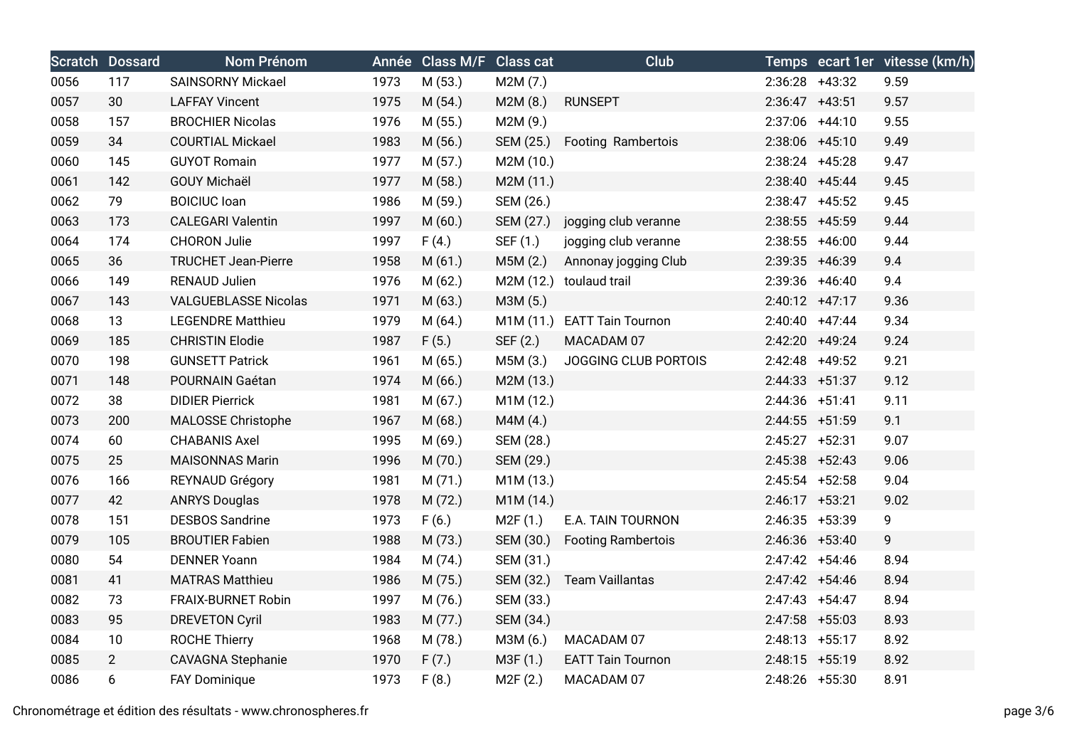| Scratch | Dossard | Nom Prénom | Année | Class M/F | Class cat | Club | Temps | ecart 1er | vitesse (km/h) |
|---|---|---|---|---|---|---|---|---|---|
| 0056 | 117 | SAINSORNY Mickael | 1973 | M (53.) | M2M (7.) | | 2:36:28 | +43:32 | 9.59 |
| 0057 | 30 | LAFFAY Vincent | 1975 | M (54.) | M2M (8.) | RUNSEPT | 2:36:47 | +43:51 | 9.57 |
| 0058 | 157 | BROCHIER Nicolas | 1976 | M (55.) | M2M (9.) | | 2:37:06 | +44:10 | 9.55 |
| 0059 | 34 | COURTIAL Mickael | 1983 | M (56.) | SEM (25.) | Footing  Rambertois | 2:38:06 | +45:10 | 9.49 |
| 0060 | 145 | GUYOT Romain | 1977 | M (57.) | M2M (10.) | | 2:38:24 | +45:28 | 9.47 |
| 0061 | 142 | GOUY Michaël | 1977 | M (58.) | M2M (11.) | | 2:38:40 | +45:44 | 9.45 |
| 0062 | 79 | BOICIUC Ioan | 1986 | M (59.) | SEM (26.) | | 2:38:47 | +45:52 | 9.45 |
| 0063 | 173 | CALEGARI Valentin | 1997 | M (60.) | SEM (27.) | jogging club veranne | 2:38:55 | +45:59 | 9.44 |
| 0064 | 174 | CHORON Julie | 1997 | F (4.) | SEF (1.) | jogging club veranne | 2:38:55 | +46:00 | 9.44 |
| 0065 | 36 | TRUCHET Jean-Pierre | 1958 | M (61.) | M5M (2.) | Annonay jogging Club | 2:39:35 | +46:39 | 9.4 |
| 0066 | 149 | RENAUD Julien | 1976 | M (62.) | M2M (12.) | toulaud trail | 2:39:36 | +46:40 | 9.4 |
| 0067 | 143 | VALGUEBLASSE Nicolas | 1971 | M (63.) | M3M (5.) | | 2:40:12 | +47:17 | 9.36 |
| 0068 | 13 | LEGENDRE Matthieu | 1979 | M (64.) | M1M (11.) | EATT Tain Tournon | 2:40:40 | +47:44 | 9.34 |
| 0069 | 185 | CHRISTIN Elodie | 1987 | F (5.) | SEF (2.) | MACADAM 07 | 2:42:20 | +49:24 | 9.24 |
| 0070 | 198 | GUNSETT Patrick | 1961 | M (65.) | M5M (3.) | JOGGING CLUB PORTOIS | 2:42:48 | +49:52 | 9.21 |
| 0071 | 148 | POURNAIN Gaétan | 1974 | M (66.) | M2M (13.) | | 2:44:33 | +51:37 | 9.12 |
| 0072 | 38 | DIDIER Pierrick | 1981 | M (67.) | M1M (12.) | | 2:44:36 | +51:41 | 9.11 |
| 0073 | 200 | MALOSSE Christophe | 1967 | M (68.) | M4M (4.) | | 2:44:55 | +51:59 | 9.1 |
| 0074 | 60 | CHABANIS Axel | 1995 | M (69.) | SEM (28.) | | 2:45:27 | +52:31 | 9.07 |
| 0075 | 25 | MAISONNAS Marin | 1996 | M (70.) | SEM (29.) | | 2:45:38 | +52:43 | 9.06 |
| 0076 | 166 | REYNAUD Grégory | 1981 | M (71.) | M1M (13.) | | 2:45:54 | +52:58 | 9.04 |
| 0077 | 42 | ANRYS Douglas | 1978 | M (72.) | M1M (14.) | | 2:46:17 | +53:21 | 9.02 |
| 0078 | 151 | DESBOS Sandrine | 1973 | F (6.) | M2F (1.) | E.A. TAIN TOURNON | 2:46:35 | +53:39 | 9 |
| 0079 | 105 | BROUTIER Fabien | 1988 | M (73.) | SEM (30.) | Footing Rambertois | 2:46:36 | +53:40 | 9 |
| 0080 | 54 | DENNER Yoann | 1984 | M (74.) | SEM (31.) | | 2:47:42 | +54:46 | 8.94 |
| 0081 | 41 | MATRAS Matthieu | 1986 | M (75.) | SEM (32.) | Team Vaillantas | 2:47:42 | +54:46 | 8.94 |
| 0082 | 73 | FRAIX-BURNET Robin | 1997 | M (76.) | SEM (33.) | | 2:47:43 | +54:47 | 8.94 |
| 0083 | 95 | DREVETON Cyril | 1983 | M (77.) | SEM (34.) | | 2:47:58 | +55:03 | 8.93 |
| 0084 | 10 | ROCHE Thierry | 1968 | M (78.) | M3M (6.) | MACADAM 07 | 2:48:13 | +55:17 | 8.92 |
| 0085 | 2 | CAVAGNA Stephanie | 1970 | F (7.) | M3F (1.) | EATT Tain Tournon | 2:48:15 | +55:19 | 8.92 |
| 0086 | 6 | FAY Dominique | 1973 | F (8.) | M2F (2.) | MACADAM 07 | 2:48:26 | +55:30 | 8.91 |

Chronométrage et édition des résultats - www.chronospheres.fr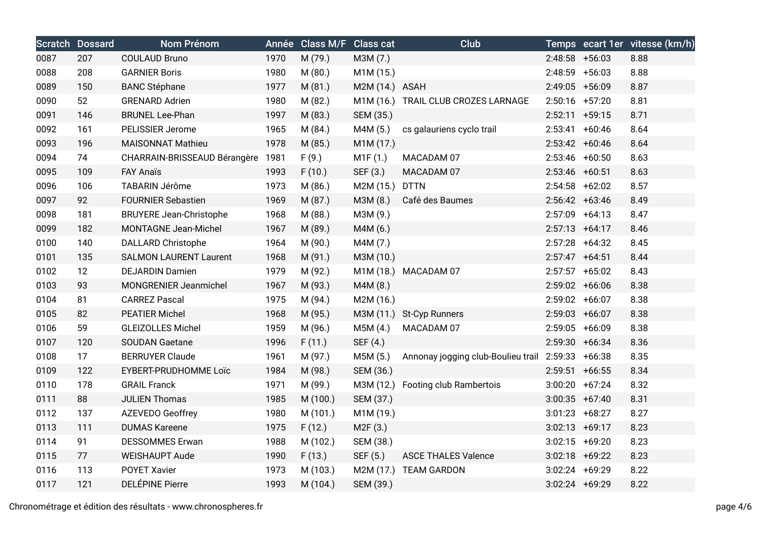| Scratch | Dossard | Nom Prénom | Année | Class M/F | Class cat | Club | Temps | ecart 1er | vitesse (km/h) |
| --- | --- | --- | --- | --- | --- | --- | --- | --- | --- |
| 0087 | 207 | COULAUD Bruno | 1970 | M (79.) | M3M (7.) | | 2:48:58 | +56:03 | 8.88 |
| 0088 | 208 | GARNIER Boris | 1980 | M (80.) | M1M (15.) | | 2:48:59 | +56:03 | 8.88 |
| 0089 | 150 | BANC Stéphane | 1977 | M (81.) | M2M (14.) | ASAH | 2:49:05 | +56:09 | 8.87 |
| 0090 | 52 | GRENARD Adrien | 1980 | M (82.) | M1M (16.) | TRAIL CLUB CROZES LARNAGE | 2:50:16 | +57:20 | 8.81 |
| 0091 | 146 | BRUNEL Lee-Phan | 1997 | M (83.) | SEM (35.) | | 2:52:11 | +59:15 | 8.71 |
| 0092 | 161 | PELISSIER Jerome | 1965 | M (84.) | M4M (5.) | cs galauriens cyclo trail | 2:53:41 | +60:46 | 8.64 |
| 0093 | 196 | MAISONNAT Mathieu | 1978 | M (85.) | M1M (17.) | | 2:53:42 | +60:46 | 8.64 |
| 0094 | 74 | CHARRAIN-BRISSEAUD Bérangère | 1981 | F (9.) | M1F (1.) | MACADAM 07 | 2:53:46 | +60:50 | 8.63 |
| 0095 | 109 | FAY Anaïs | 1993 | F (10.) | SEF (3.) | MACADAM 07 | 2:53:46 | +60:51 | 8.63 |
| 0096 | 106 | TABARIN Jérôme | 1973 | M (86.) | M2M (15.) | DTTN | 2:54:58 | +62:02 | 8.57 |
| 0097 | 92 | FOURNIER Sebastien | 1969 | M (87.) | M3M (8.) | Café des Baumes | 2:56:42 | +63:46 | 8.49 |
| 0098 | 181 | BRUYERE Jean-Christophe | 1968 | M (88.) | M3M (9.) | | 2:57:09 | +64:13 | 8.47 |
| 0099 | 182 | MONTAGNE Jean-Michel | 1967 | M (89.) | M4M (6.) | | 2:57:13 | +64:17 | 8.46 |
| 0100 | 140 | DALLARD Christophe | 1964 | M (90.) | M4M (7.) | | 2:57:28 | +64:32 | 8.45 |
| 0101 | 135 | SALMON LAURENT Laurent | 1968 | M (91.) | M3M (10.) | | 2:57:47 | +64:51 | 8.44 |
| 0102 | 12 | DEJARDIN Damien | 1979 | M (92.) | M1M (18.) | MACADAM 07 | 2:57:57 | +65:02 | 8.43 |
| 0103 | 93 | MONGRENIER Jeanmichel | 1967 | M (93.) | M4M (8.) | | 2:59:02 | +66:06 | 8.38 |
| 0104 | 81 | CARREZ Pascal | 1975 | M (94.) | M2M (16.) | | 2:59:02 | +66:07 | 8.38 |
| 0105 | 82 | PEATIER Michel | 1968 | M (95.) | M3M (11.) | St-Cyp Runners | 2:59:03 | +66:07 | 8.38 |
| 0106 | 59 | GLEIZOLLES Michel | 1959 | M (96.) | M5M (4.) | MACADAM 07 | 2:59:05 | +66:09 | 8.38 |
| 0107 | 120 | SOUDAN Gaetane | 1996 | F (11.) | SEF (4.) | | 2:59:30 | +66:34 | 8.36 |
| 0108 | 17 | BERRUYER Claude | 1961 | M (97.) | M5M (5.) | Annonay jogging club-Boulieu trail | 2:59:33 | +66:38 | 8.35 |
| 0109 | 122 | EYBERT-PRUDHOMME Loïc | 1984 | M (98.) | SEM (36.) | | 2:59:51 | +66:55 | 8.34 |
| 0110 | 178 | GRAIL Franck | 1971 | M (99.) | M3M (12.) | Footing club Rambertois | 3:00:20 | +67:24 | 8.32 |
| 0111 | 88 | JULIEN Thomas | 1985 | M (100.) | SEM (37.) | | 3:00:35 | +67:40 | 8.31 |
| 0112 | 137 | AZEVEDO Geoffrey | 1980 | M (101.) | M1M (19.) | | 3:01:23 | +68:27 | 8.27 |
| 0113 | 111 | DUMAS Kareene | 1975 | F (12.) | M2F (3.) | | 3:02:13 | +69:17 | 8.23 |
| 0114 | 91 | DESSOMMES Erwan | 1988 | M (102.) | SEM (38.) | | 3:02:15 | +69:20 | 8.23 |
| 0115 | 77 | WEISHAUPT Aude | 1990 | F (13.) | SEF (5.) | ASCE THALES Valence | 3:02:18 | +69:22 | 8.23 |
| 0116 | 113 | POYET Xavier | 1973 | M (103.) | M2M (17.) | TEAM GARDON | 3:02:24 | +69:29 | 8.22 |
| 0117 | 121 | DELÉPINE Pierre | 1993 | M (104.) | SEM (39.) | | 3:02:24 | +69:29 | 8.22 |

Chronométrage et édition des résultats - www.chronospheres.fr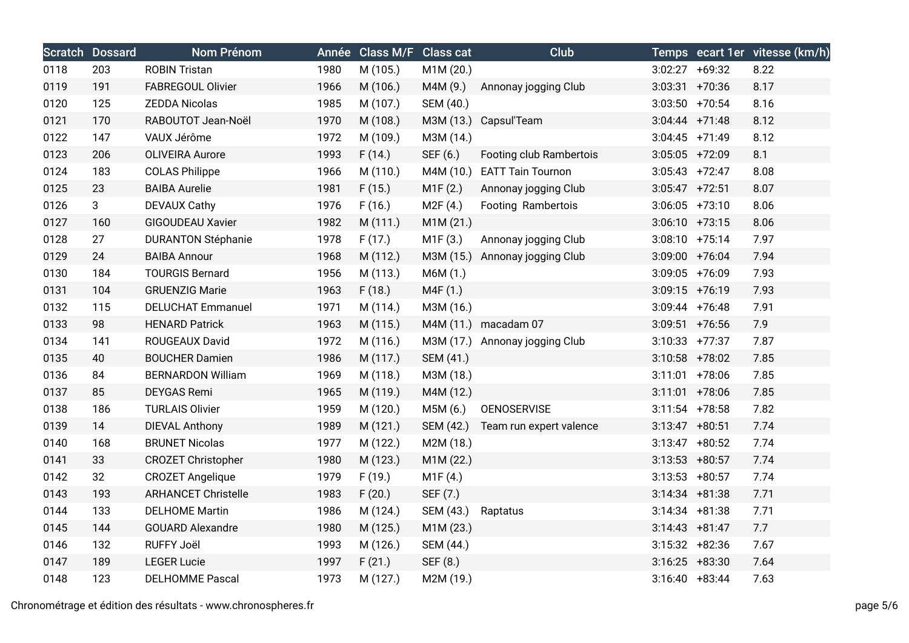| Scratch | Dossard | Nom Prénom | Année | Class M/F | Class cat | Club | Temps | ecart 1er | vitesse (km/h) |
|---|---|---|---|---|---|---|---|---|---|
| 0118 | 203 | ROBIN Tristan | 1980 | M (105.) | M1M (20.) | | 3:02:27 | +69:32 | 8.22 |
| 0119 | 191 | FABREGOUL Olivier | 1966 | M (106.) | M4M (9.) | Annonay jogging Club | 3:03:31 | +70:36 | 8.17 |
| 0120 | 125 | ZEDDA Nicolas | 1985 | M (107.) | SEM (40.) | | 3:03:50 | +70:54 | 8.16 |
| 0121 | 170 | RABOUTOT Jean-Noël | 1970 | M (108.) | M3M (13.) | Capsul'Team | 3:04:44 | +71:48 | 8.12 |
| 0122 | 147 | VAUX Jérôme | 1972 | M (109.) | M3M (14.) | | 3:04:45 | +71:49 | 8.12 |
| 0123 | 206 | OLIVEIRA Aurore | 1993 | F (14.) | SEF (6.) | Footing club Rambertois | 3:05:05 | +72:09 | 8.1 |
| 0124 | 183 | COLAS Philippe | 1966 | M (110.) | M4M (10.) | EATT Tain Tournon | 3:05:43 | +72:47 | 8.08 |
| 0125 | 23 | BAIBA Aurelie | 1981 | F (15.) | M1F (2.) | Annonay jogging Club | 3:05:47 | +72:51 | 8.07 |
| 0126 | 3 | DEVAUX Cathy | 1976 | F (16.) | M2F (4.) | Footing Rambertois | 3:06:05 | +73:10 | 8.06 |
| 0127 | 160 | GIGOUDEAU Xavier | 1982 | M (111.) | M1M (21.) | | 3:06:10 | +73:15 | 8.06 |
| 0128 | 27 | DURANTON Stéphanie | 1978 | F (17.) | M1F (3.) | Annonay jogging Club | 3:08:10 | +75:14 | 7.97 |
| 0129 | 24 | BAIBA Annour | 1968 | M (112.) | M3M (15.) | Annonay jogging Club | 3:09:00 | +76:04 | 7.94 |
| 0130 | 184 | TOURGIS Bernard | 1956 | M (113.) | M6M (1.) | | 3:09:05 | +76:09 | 7.93 |
| 0131 | 104 | GRUENZIG Marie | 1963 | F (18.) | M4F (1.) | | 3:09:15 | +76:19 | 7.93 |
| 0132 | 115 | DELUCHAT Emmanuel | 1971 | M (114.) | M3M (16.) | | 3:09:44 | +76:48 | 7.91 |
| 0133 | 98 | HENARD Patrick | 1963 | M (115.) | M4M (11.) | macadam 07 | 3:09:51 | +76:56 | 7.9 |
| 0134 | 141 | ROUGEAUX David | 1972 | M (116.) | M3M (17.) | Annonay jogging Club | 3:10:33 | +77:37 | 7.87 |
| 0135 | 40 | BOUCHER Damien | 1986 | M (117.) | SEM (41.) | | 3:10:58 | +78:02 | 7.85 |
| 0136 | 84 | BERNARDON William | 1969 | M (118.) | M3M (18.) | | 3:11:01 | +78:06 | 7.85 |
| 0137 | 85 | DEYGAS Remi | 1965 | M (119.) | M4M (12.) | | 3:11:01 | +78:06 | 7.85 |
| 0138 | 186 | TURLAIS Olivier | 1959 | M (120.) | M5M (6.) | OENOSERVISE | 3:11:54 | +78:58 | 7.82 |
| 0139 | 14 | DIEVAL Anthony | 1989 | M (121.) | SEM (42.) | Team run expert valence | 3:13:47 | +80:51 | 7.74 |
| 0140 | 168 | BRUNET Nicolas | 1977 | M (122.) | M2M (18.) | | 3:13:47 | +80:52 | 7.74 |
| 0141 | 33 | CROZET Christopher | 1980 | M (123.) | M1M (22.) | | 3:13:53 | +80:57 | 7.74 |
| 0142 | 32 | CROZET Angelique | 1979 | F (19.) | M1F (4.) | | 3:13:53 | +80:57 | 7.74 |
| 0143 | 193 | ARHANCET Christelle | 1983 | F (20.) | SEF (7.) | | 3:14:34 | +81:38 | 7.71 |
| 0144 | 133 | DELHOME Martin | 1986 | M (124.) | SEM (43.) | Raptatus | 3:14:34 | +81:38 | 7.71 |
| 0145 | 144 | GOUARD Alexandre | 1980 | M (125.) | M1M (23.) | | 3:14:43 | +81:47 | 7.7 |
| 0146 | 132 | RUFFY Joël | 1993 | M (126.) | SEM (44.) | | 3:15:32 | +82:36 | 7.67 |
| 0147 | 189 | LEGER Lucie | 1997 | F (21.) | SEF (8.) | | 3:16:25 | +83:30 | 7.64 |
| 0148 | 123 | DELHOMME Pascal | 1973 | M (127.) | M2M (19.) | | 3:16:40 | +83:44 | 7.63 |

Chronométrage et édition des résultats - www.chronospheres.fr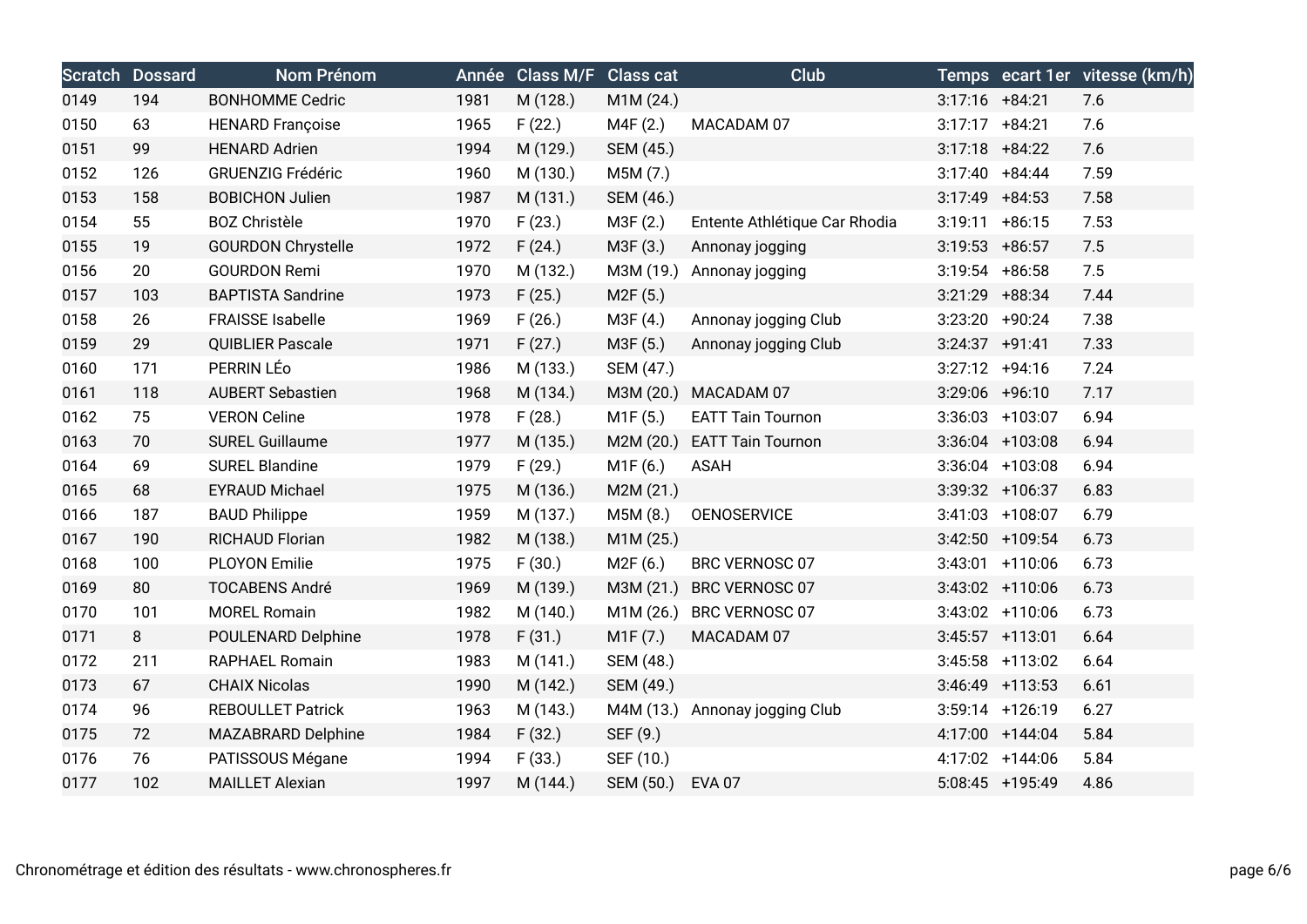| Scratch | Dossard | Nom Prénom | Année | Class M/F | Class cat | Club | Temps | ecart 1er | vitesse (km/h) |
|---|---|---|---|---|---|---|---|---|---|
| 0149 | 194 | BONHOMME Cedric | 1981 | M (128.) | M1M (24.) | | 3:17:16 | +84:21 | 7.6 |
| 0150 | 63 | HENARD Françoise | 1965 | F (22.) | M4F (2.) | MACADAM 07 | 3:17:17 | +84:21 | 7.6 |
| 0151 | 99 | HENARD Adrien | 1994 | M (129.) | SEM (45.) | | 3:17:18 | +84:22 | 7.6 |
| 0152 | 126 | GRUENZIG Frédéric | 1960 | M (130.) | M5M (7.) | | 3:17:40 | +84:44 | 7.59 |
| 0153 | 158 | BOBICHON Julien | 1987 | M (131.) | SEM (46.) | | 3:17:49 | +84:53 | 7.58 |
| 0154 | 55 | BOZ Christèle | 1970 | F (23.) | M3F (2.) | Entente Athlétique Car Rhodia | 3:19:11 | +86:15 | 7.53 |
| 0155 | 19 | GOURDON Chrystelle | 1972 | F (24.) | M3F (3.) | Annonay jogging | 3:19:53 | +86:57 | 7.5 |
| 0156 | 20 | GOURDON Remi | 1970 | M (132.) | M3M (19.) | Annonay jogging | 3:19:54 | +86:58 | 7.5 |
| 0157 | 103 | BAPTISTA Sandrine | 1973 | F (25.) | M2F (5.) | | 3:21:29 | +88:34 | 7.44 |
| 0158 | 26 | FRAISSE Isabelle | 1969 | F (26.) | M3F (4.) | Annonay jogging Club | 3:23:20 | +90:24 | 7.38 |
| 0159 | 29 | QUIBLIER Pascale | 1971 | F (27.) | M3F (5.) | Annonay jogging Club | 3:24:37 | +91:41 | 7.33 |
| 0160 | 171 | PERRIN LÉo | 1986 | M (133.) | SEM (47.) | | 3:27:12 | +94:16 | 7.24 |
| 0161 | 118 | AUBERT Sebastien | 1968 | M (134.) | M3M (20.) | MACADAM 07 | 3:29:06 | +96:10 | 7.17 |
| 0162 | 75 | VERON Celine | 1978 | F (28.) | M1F (5.) | EATT Tain Tournon | 3:36:03 | +103:07 | 6.94 |
| 0163 | 70 | SUREL Guillaume | 1977 | M (135.) | M2M (20.) | EATT Tain Tournon | 3:36:04 | +103:08 | 6.94 |
| 0164 | 69 | SUREL Blandine | 1979 | F (29.) | M1F (6.) | ASAH | 3:36:04 | +103:08 | 6.94 |
| 0165 | 68 | EYRAUD Michael | 1975 | M (136.) | M2M (21.) | | 3:39:32 | +106:37 | 6.83 |
| 0166 | 187 | BAUD Philippe | 1959 | M (137.) | M5M (8.) | OENOSERVICE | 3:41:03 | +108:07 | 6.79 |
| 0167 | 190 | RICHAUD Florian | 1982 | M (138.) | M1M (25.) | | 3:42:50 | +109:54 | 6.73 |
| 0168 | 100 | PLOYON Emilie | 1975 | F (30.) | M2F (6.) | BRC VERNOSC 07 | 3:43:01 | +110:06 | 6.73 |
| 0169 | 80 | TOCABENS André | 1969 | M (139.) | M3M (21.) | BRC VERNOSC 07 | 3:43:02 | +110:06 | 6.73 |
| 0170 | 101 | MOREL Romain | 1982 | M (140.) | M1M (26.) | BRC VERNOSC 07 | 3:43:02 | +110:06 | 6.73 |
| 0171 | 8 | POULENARD Delphine | 1978 | F (31.) | M1F (7.) | MACADAM 07 | 3:45:57 | +113:01 | 6.64 |
| 0172 | 211 | RAPHAEL Romain | 1983 | M (141.) | SEM (48.) | | 3:45:58 | +113:02 | 6.64 |
| 0173 | 67 | CHAIX Nicolas | 1990 | M (142.) | SEM (49.) | | 3:46:49 | +113:53 | 6.61 |
| 0174 | 96 | REBOULLET Patrick | 1963 | M (143.) | M4M (13.) | Annonay jogging Club | 3:59:14 | +126:19 | 6.27 |
| 0175 | 72 | MAZABRARD Delphine | 1984 | F (32.) | SEF (9.) | | 4:17:00 | +144:04 | 5.84 |
| 0176 | 76 | PATISSOUS Mégane | 1994 | F (33.) | SEF (10.) | | 4:17:02 | +144:06 | 5.84 |
| 0177 | 102 | MAILLET Alexian | 1997 | M (144.) | SEM (50.) | EVA 07 | 5:08:45 | +195:49 | 4.86 |

Chronométrage et édition des résultats - www.chronospheres.fr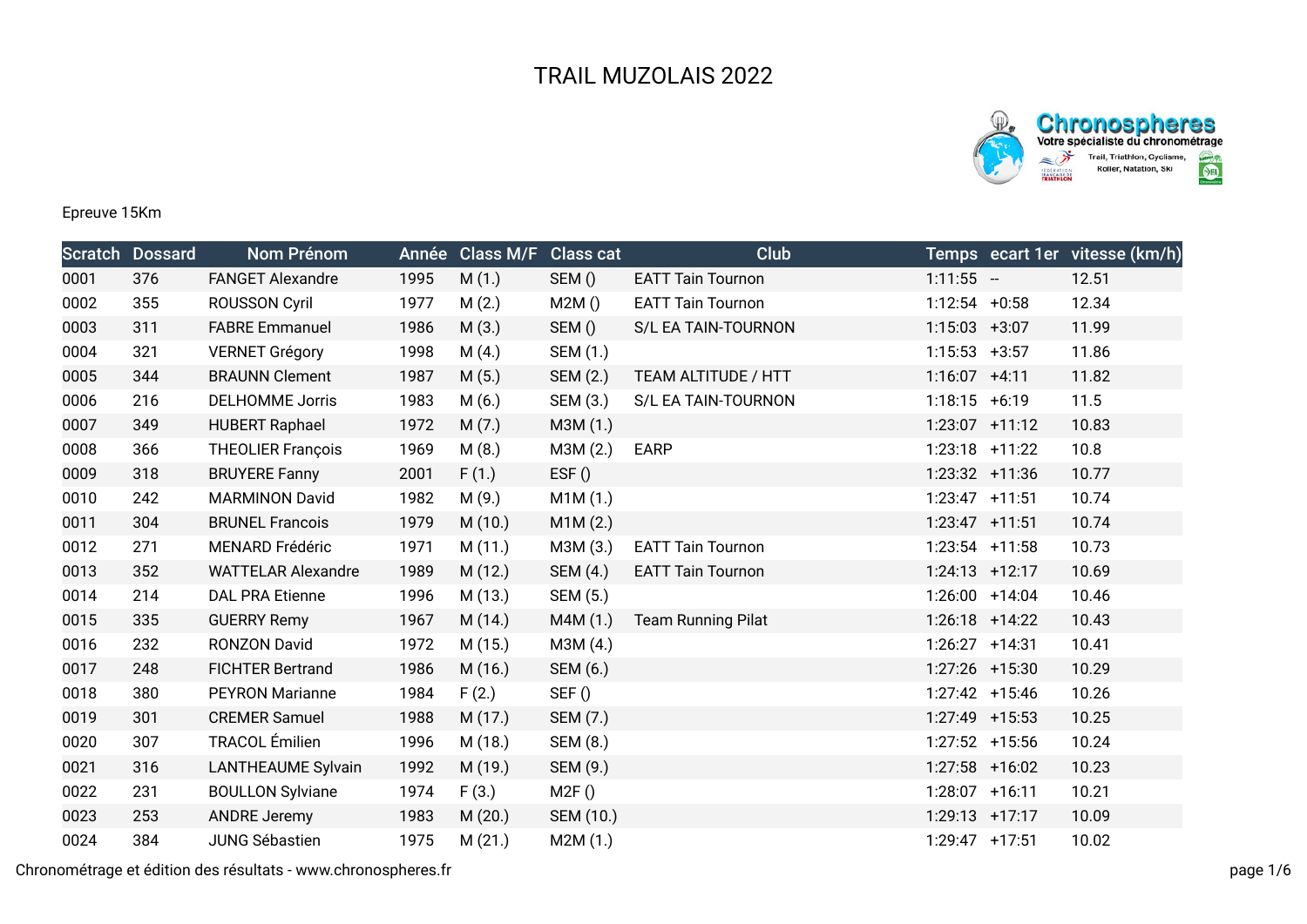# TRAIL MUZOLAIS 2022

Epreuve 15Km

| Scratch | Dossard | Nom Prénom | Année | Class M/F | Class cat | Club | Temps | ecart 1er | vitesse (km/h) |
|---|---|---|---|---|---|---|---|---|---|
| 0001 | 376 | FANGET Alexandre | 1995 | M (1.) | SEM () | EATT Tain Tournon | 1:11:55 | -- | 12.51 |
| 0002 | 355 | ROUSSON Cyril | 1977 | M (2.) | M2M () | EATT Tain Tournon | 1:12:54 | +0:58 | 12.34 |
| 0003 | 311 | FABRE Emmanuel | 1986 | M (3.) | SEM () | S/L EA TAIN-TOURNON | 1:15:03 | +3:07 | 11.99 |
| 0004 | 321 | VERNET Grégory | 1998 | M (4.) | SEM (1.) | | 1:15:53 | +3:57 | 11.86 |
| 0005 | 344 | BRAUNN Clement | 1987 | M (5.) | SEM (2.) | TEAM ALTITUDE / HTT | 1:16:07 | +4:11 | 11.82 |
| 0006 | 216 | DELHOMME Jorris | 1983 | M (6.) | SEM (3.) | S/L EA TAIN-TOURNON | 1:18:15 | +6:19 | 11.5 |
| 0007 | 349 | HUBERT Raphael | 1972 | M (7.) | M3M (1.) | | 1:23:07 | +11:12 | 10.83 |
| 0008 | 366 | THEOLIER François | 1969 | M (8.) | M3M (2.) | EARP | 1:23:18 | +11:22 | 10.8 |
| 0009 | 318 | BRUYERE Fanny | 2001 | F (1.) | ESF () | | 1:23:32 | +11:36 | 10.77 |
| 0010 | 242 | MARMINON David | 1982 | M (9.) | M1M (1.) | | 1:23:47 | +11:51 | 10.74 |
| 0011 | 304 | BRUNEL Francois | 1979 | M (10.) | M1M (2.) | | 1:23:47 | +11:51 | 10.74 |
| 0012 | 271 | MENARD Frédéric | 1971 | M (11.) | M3M (3.) | EATT Tain Tournon | 1:23:54 | +11:58 | 10.73 |
| 0013 | 352 | WATTELAR Alexandre | 1989 | M (12.) | SEM (4.) | EATT Tain Tournon | 1:24:13 | +12:17 | 10.69 |
| 0014 | 214 | DAL PRA Etienne | 1996 | M (13.) | SEM (5.) | | 1:26:00 | +14:04 | 10.46 |
| 0015 | 335 | GUERRY Remy | 1967 | M (14.) | M4M (1.) | Team Running Pilat | 1:26:18 | +14:22 | 10.43 |
| 0016 | 232 | RONZON David | 1972 | M (15.) | M3M (4.) | | 1:26:27 | +14:31 | 10.41 |
| 0017 | 248 | FICHTER Bertrand | 1986 | M (16.) | SEM (6.) | | 1:27:26 | +15:30 | 10.29 |
| 0018 | 380 | PEYRON Marianne | 1984 | F (2.) | SEF () | | 1:27:42 | +15:46 | 10.26 |
| 0019 | 301 | CREMER Samuel | 1988 | M (17.) | SEM (7.) | | 1:27:49 | +15:53 | 10.25 |
| 0020 | 307 | TRACOL Émilien | 1996 | M (18.) | SEM (8.) | | 1:27:52 | +15:56 | 10.24 |
| 0021 | 316 | LANTHEAUME Sylvain | 1992 | M (19.) | SEM (9.) | | 1:27:58 | +16:02 | 10.23 |
| 0022 | 231 | BOULLON Sylviane | 1974 | F (3.) | M2F () | | 1:28:07 | +16:11 | 10.21 |
| 0023 | 253 | ANDRE Jeremy | 1983 | M (20.) | SEM (10.) | | 1:29:13 | +17:17 | 10.09 |
| 0024 | 384 | JUNG Sébastien | 1975 | M (21.) | M2M (1.) | | 1:29:47 | +17:51 | 10.02 |

Chronométrage et édition des résultats - www.chronospheres.fr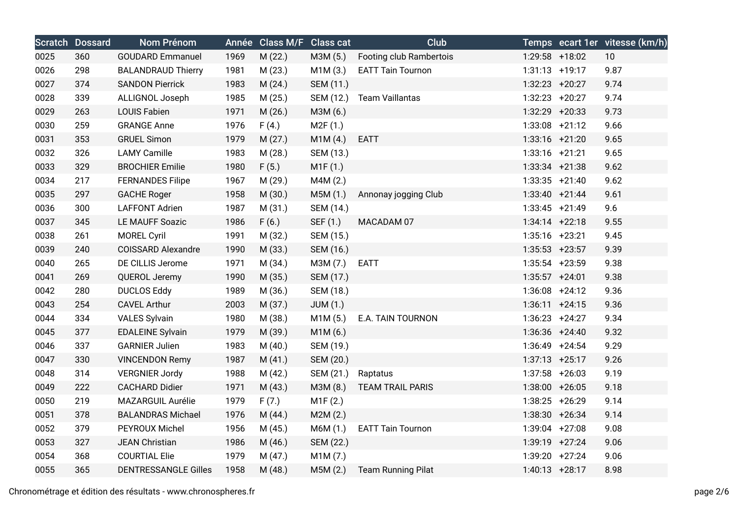| Scratch | Dossard | Nom Prénom | Année | Class M/F | Class cat | Club | Temps | ecart 1er | vitesse (km/h) |
|---|---|---|---|---|---|---|---|---|---|
| 0025 | 360 | GOUDARD Emmanuel | 1969 | M (22.) | M3M (5.) | Footing club Rambertois | 1:29:58 | +18:02 | 10 |
| 0026 | 298 | BALANDRAUD Thierry | 1981 | M (23.) | M1M (3.) | EATT Tain Tournon | 1:31:13 | +19:17 | 9.87 |
| 0027 | 374 | SANDON Pierrick | 1983 | M (24.) | SEM (11.) | | 1:32:23 | +20:27 | 9.74 |
| 0028 | 339 | ALLIGNOL Joseph | 1985 | M (25.) | SEM (12.) | Team Vaillantas | 1:32:23 | +20:27 | 9.74 |
| 0029 | 263 | LOUIS Fabien | 1971 | M (26.) | M3M (6.) | | 1:32:29 | +20:33 | 9.73 |
| 0030 | 259 | GRANGE Anne | 1976 | F (4.) | M2F (1.) | | 1:33:08 | +21:12 | 9.66 |
| 0031 | 353 | GRUEL Simon | 1979 | M (27.) | M1M (4.) | EATT | 1:33:16 | +21:20 | 9.65 |
| 0032 | 326 | LAMY Camille | 1983 | M (28.) | SEM (13.) | | 1:33:16 | +21:21 | 9.65 |
| 0033 | 329 | BROCHIER Emilie | 1980 | F (5.) | M1F (1.) | | 1:33:34 | +21:38 | 9.62 |
| 0034 | 217 | FERNANDES Filipe | 1967 | M (29.) | M4M (2.) | | 1:33:35 | +21:40 | 9.62 |
| 0035 | 297 | GACHE Roger | 1958 | M (30.) | M5M (1.) | Annonay jogging Club | 1:33:40 | +21:44 | 9.61 |
| 0036 | 300 | LAFFONT Adrien | 1987 | M (31.) | SEM (14.) | | 1:33:45 | +21:49 | 9.6 |
| 0037 | 345 | LE MAUFF Soazic | 1986 | F (6.) | SEF (1.) | MACADAM 07 | 1:34:14 | +22:18 | 9.55 |
| 0038 | 261 | MOREL Cyril | 1991 | M (32.) | SEM (15.) | | 1:35:16 | +23:21 | 9.45 |
| 0039 | 240 | COISSARD Alexandre | 1990 | M (33.) | SEM (16.) | | 1:35:53 | +23:57 | 9.39 |
| 0040 | 265 | DE CILLIS Jerome | 1971 | M (34.) | M3M (7.) | EATT | 1:35:54 | +23:59 | 9.38 |
| 0041 | 269 | QUEROL Jeremy | 1990 | M (35.) | SEM (17.) | | 1:35:57 | +24:01 | 9.38 |
| 0042 | 280 | DUCLOS Eddy | 1989 | M (36.) | SEM (18.) | | 1:36:08 | +24:12 | 9.36 |
| 0043 | 254 | CAVEL Arthur | 2003 | M (37.) | JUM (1.) | | 1:36:11 | +24:15 | 9.36 |
| 0044 | 334 | VALES Sylvain | 1980 | M (38.) | M1M (5.) | E.A. TAIN TOURNON | 1:36:23 | +24:27 | 9.34 |
| 0045 | 377 | EDALEINE Sylvain | 1979 | M (39.) | M1M (6.) | | 1:36:36 | +24:40 | 9.32 |
| 0046 | 337 | GARNIER Julien | 1983 | M (40.) | SEM (19.) | | 1:36:49 | +24:54 | 9.29 |
| 0047 | 330 | VINCENDON Remy | 1987 | M (41.) | SEM (20.) | | 1:37:13 | +25:17 | 9.26 |
| 0048 | 314 | VERGNIER Jordy | 1988 | M (42.) | SEM (21.) | Raptatus | 1:37:58 | +26:03 | 9.19 |
| 0049 | 222 | CACHARD Didier | 1971 | M (43.) | M3M (8.) | TEAM TRAIL PARIS | 1:38:00 | +26:05 | 9.18 |
| 0050 | 219 | MAZARGUIL Aurélie | 1979 | F (7.) | M1F (2.) | | 1:38:25 | +26:29 | 9.14 |
| 0051 | 378 | BALANDRAS Michael | 1976 | M (44.) | M2M (2.) | | 1:38:30 | +26:34 | 9.14 |
| 0052 | 379 | PEYROUX Michel | 1956 | M (45.) | M6M (1.) | EATT Tain Tournon | 1:39:04 | +27:08 | 9.08 |
| 0053 | 327 | JEAN Christian | 1986 | M (46.) | SEM (22.) | | 1:39:19 | +27:24 | 9.06 |
| 0054 | 368 | COURTIAL Elie | 1979 | M (47.) | M1M (7.) | | 1:39:20 | +27:24 | 9.06 |
| 0055 | 365 | DENTRESSANGLE Gilles | 1958 | M (48.) | M5M (2.) | Team Running Pilat | 1:40:13 | +28:17 | 8.98 |

Chronométrage et édition des résultats - www.chronospheres.fr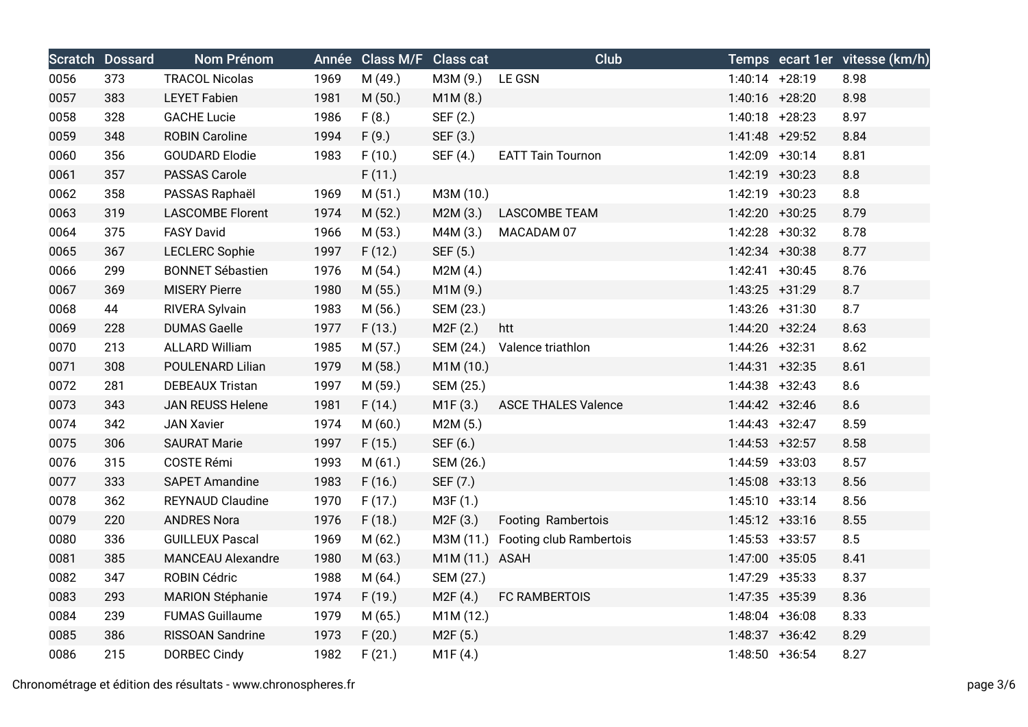| Scratch | Dossard | Nom Prénom | Année | Class M/F | Class cat | Club | Temps | ecart 1er | vitesse (km/h) |
|---|---|---|---|---|---|---|---|---|---|
| 0056 | 373 | TRACOL Nicolas | 1969 | M (49.) | M3M (9.) | LE GSN | 1:40:14 | +28:19 | 8.98 |
| 0057 | 383 | LEYET Fabien | 1981 | M (50.) | M1M (8.) | | 1:40:16 | +28:20 | 8.98 |
| 0058 | 328 | GACHE Lucie | 1986 | F (8.) | SEF (2.) | | 1:40:18 | +28:23 | 8.97 |
| 0059 | 348 | ROBIN Caroline | 1994 | F (9.) | SEF (3.) | | 1:41:48 | +29:52 | 8.84 |
| 0060 | 356 | GOUDARD Elodie | 1983 | F (10.) | SEF (4.) | EATT Tain Tournon | 1:42:09 | +30:14 | 8.81 |
| 0061 | 357 | PASSAS Carole | | F (11.) | | | 1:42:19 | +30:23 | 8.8 |
| 0062 | 358 | PASSAS Raphaël | 1969 | M (51.) | M3M (10.) | | 1:42:19 | +30:23 | 8.8 |
| 0063 | 319 | LASCOMBE Florent | 1974 | M (52.) | M2M (3.) | LASCOMBE TEAM | 1:42:20 | +30:25 | 8.79 |
| 0064 | 375 | FASY David | 1966 | M (53.) | M4M (3.) | MACADAM 07 | 1:42:28 | +30:32 | 8.78 |
| 0065 | 367 | LECLERC Sophie | 1997 | F (12.) | SEF (5.) | | 1:42:34 | +30:38 | 8.77 |
| 0066 | 299 | BONNET Sébastien | 1976 | M (54.) | M2M (4.) | | 1:42:41 | +30:45 | 8.76 |
| 0067 | 369 | MISERY Pierre | 1980 | M (55.) | M1M (9.) | | 1:43:25 | +31:29 | 8.7 |
| 0068 | 44 | RIVERA Sylvain | 1983 | M (56.) | SEM (23.) | | 1:43:26 | +31:30 | 8.7 |
| 0069 | 228 | DUMAS Gaelle | 1977 | F (13.) | M2F (2.) | htt | 1:44:20 | +32:24 | 8.63 |
| 0070 | 213 | ALLARD William | 1985 | M (57.) | SEM (24.) | Valence triathlon | 1:44:26 | +32:31 | 8.62 |
| 0071 | 308 | POULENARD Lilian | 1979 | M (58.) | M1M (10.) | | 1:44:31 | +32:35 | 8.61 |
| 0072 | 281 | DEBEAUX Tristan | 1997 | M (59.) | SEM (25.) | | 1:44:38 | +32:43 | 8.6 |
| 0073 | 343 | JAN REUSS Helene | 1981 | F (14.) | M1F (3.) | ASCE THALES Valence | 1:44:42 | +32:46 | 8.6 |
| 0074 | 342 | JAN Xavier | 1974 | M (60.) | M2M (5.) | | 1:44:43 | +32:47 | 8.59 |
| 0075 | 306 | SAURAT Marie | 1997 | F (15.) | SEF (6.) | | 1:44:53 | +32:57 | 8.58 |
| 0076 | 315 | COSTE Rémi | 1993 | M (61.) | SEM (26.) | | 1:44:59 | +33:03 | 8.57 |
| 0077 | 333 | SAPET Amandine | 1983 | F (16.) | SEF (7.) | | 1:45:08 | +33:13 | 8.56 |
| 0078 | 362 | REYNAUD Claudine | 1970 | F (17.) | M3F (1.) | | 1:45:10 | +33:14 | 8.56 |
| 0079 | 220 | ANDRES Nora | 1976 | F (18.) | M2F (3.) | Footing  Rambertois | 1:45:12 | +33:16 | 8.55 |
| 0080 | 336 | GUILLEUX Pascal | 1969 | M (62.) | M3M (11.) | Footing club Rambertois | 1:45:53 | +33:57 | 8.5 |
| 0081 | 385 | MANCEAU Alexandre | 1980 | M (63.) | M1M (11.) | ASAH | 1:47:00 | +35:05 | 8.41 |
| 0082 | 347 | ROBIN Cédric | 1988 | M (64.) | SEM (27.) | | 1:47:29 | +35:33 | 8.37 |
| 0083 | 293 | MARION Stéphanie | 1974 | F (19.) | M2F (4.) | FC RAMBERTOIS | 1:47:35 | +35:39 | 8.36 |
| 0084 | 239 | FUMAS Guillaume | 1979 | M (65.) | M1M (12.) | | 1:48:04 | +36:08 | 8.33 |
| 0085 | 386 | RISSOAN Sandrine | 1973 | F (20.) | M2F (5.) | | 1:48:37 | +36:42 | 8.29 |
| 0086 | 215 | DORBEC Cindy | 1982 | F (21.) | M1F (4.) | | 1:48:50 | +36:54 | 8.27 |

Chronométrage et édition des résultats - www.chronospheres.fr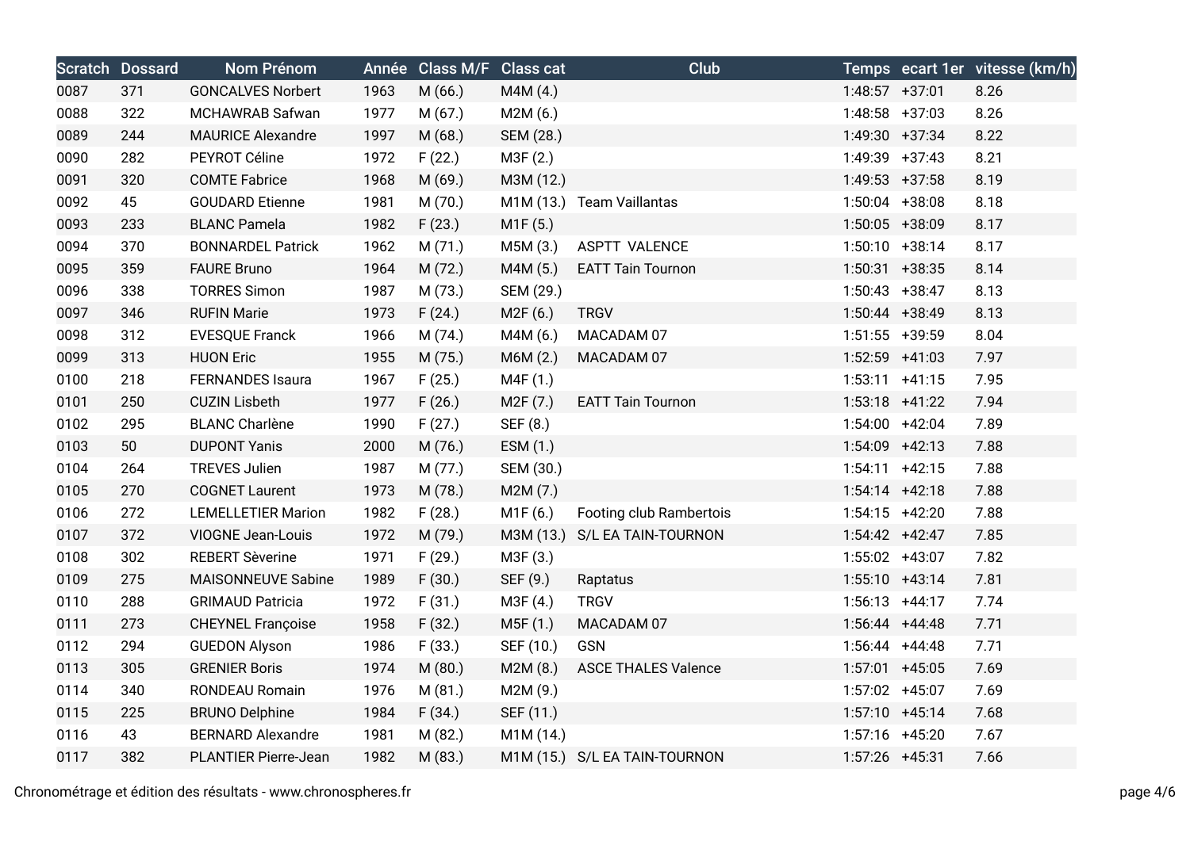| Scratch | Dossard | Nom Prénom | Année | Class M/F | Class cat | Club | Temps | ecart 1er | vitesse (km/h) |
|---|---|---|---|---|---|---|---|---|---|
| 0087 | 371 | GONCALVES Norbert | 1963 | M (66.) | M4M (4.) | | 1:48:57 | +37:01 | 8.26 |
| 0088 | 322 | MCHAWRAB Safwan | 1977 | M (67.) | M2M (6.) | | 1:48:58 | +37:03 | 8.26 |
| 0089 | 244 | MAURICE Alexandre | 1997 | M (68.) | SEM (28.) | | 1:49:30 | +37:34 | 8.22 |
| 0090 | 282 | PEYROT Céline | 1972 | F (22.) | M3F (2.) | | 1:49:39 | +37:43 | 8.21 |
| 0091 | 320 | COMTE Fabrice | 1968 | M (69.) | M3M (12.) | | 1:49:53 | +37:58 | 8.19 |
| 0092 | 45 | GOUDARD Etienne | 1981 | M (70.) | M1M (13.) | Team Vaillantas | 1:50:04 | +38:08 | 8.18 |
| 0093 | 233 | BLANC Pamela | 1982 | F (23.) | M1F (5.) | | 1:50:05 | +38:09 | 8.17 |
| 0094 | 370 | BONNARDEL Patrick | 1962 | M (71.) | M5M (3.) | ASPTT VALENCE | 1:50:10 | +38:14 | 8.17 |
| 0095 | 359 | FAURE Bruno | 1964 | M (72.) | M4M (5.) | EATT Tain Tournon | 1:50:31 | +38:35 | 8.14 |
| 0096 | 338 | TORRES Simon | 1987 | M (73.) | SEM (29.) | | 1:50:43 | +38:47 | 8.13 |
| 0097 | 346 | RUFIN Marie | 1973 | F (24.) | M2F (6.) | TRGV | 1:50:44 | +38:49 | 8.13 |
| 0098 | 312 | EVESQUE Franck | 1966 | M (74.) | M4M (6.) | MACADAM 07 | 1:51:55 | +39:59 | 8.04 |
| 0099 | 313 | HUON Eric | 1955 | M (75.) | M6M (2.) | MACADAM 07 | 1:52:59 | +41:03 | 7.97 |
| 0100 | 218 | FERNANDES Isaura | 1967 | F (25.) | M4F (1.) | | 1:53:11 | +41:15 | 7.95 |
| 0101 | 250 | CUZIN Lisbeth | 1977 | F (26.) | M2F (7.) | EATT Tain Tournon | 1:53:18 | +41:22 | 7.94 |
| 0102 | 295 | BLANC Charlène | 1990 | F (27.) | SEF (8.) | | 1:54:00 | +42:04 | 7.89 |
| 0103 | 50 | DUPONT Yanis | 2000 | M (76.) | ESM (1.) | | 1:54:09 | +42:13 | 7.88 |
| 0104 | 264 | TREVES Julien | 1987 | M (77.) | SEM (30.) | | 1:54:11 | +42:15 | 7.88 |
| 0105 | 270 | COGNET Laurent | 1973 | M (78.) | M2M (7.) | | 1:54:14 | +42:18 | 7.88 |
| 0106 | 272 | LEMELLETIER Marion | 1982 | F (28.) | M1F (6.) | Footing club Rambertois | 1:54:15 | +42:20 | 7.88 |
| 0107 | 372 | VIOGNE Jean-Louis | 1972 | M (79.) | M3M (13.) | S/L EA TAIN-TOURNON | 1:54:42 | +42:47 | 7.85 |
| 0108 | 302 | REBERT Sèverine | 1971 | F (29.) | M3F (3.) | | 1:55:02 | +43:07 | 7.82 |
| 0109 | 275 | MAISONNEUVE Sabine | 1989 | F (30.) | SEF (9.) | Raptatus | 1:55:10 | +43:14 | 7.81 |
| 0110 | 288 | GRIMAUD Patricia | 1972 | F (31.) | M3F (4.) | TRGV | 1:56:13 | +44:17 | 7.74 |
| 0111 | 273 | CHEYNEL Françoise | 1958 | F (32.) | M5F (1.) | MACADAM 07 | 1:56:44 | +44:48 | 7.71 |
| 0112 | 294 | GUEDON Alyson | 1986 | F (33.) | SEF (10.) | GSN | 1:56:44 | +44:48 | 7.71 |
| 0113 | 305 | GRENIER Boris | 1974 | M (80.) | M2M (8.) | ASCE THALES Valence | 1:57:01 | +45:05 | 7.69 |
| 0114 | 340 | RONDEAU Romain | 1976 | M (81.) | M2M (9.) | | 1:57:02 | +45:07 | 7.69 |
| 0115 | 225 | BRUNO Delphine | 1984 | F (34.) | SEF (11.) | | 1:57:10 | +45:14 | 7.68 |
| 0116 | 43 | BERNARD Alexandre | 1981 | M (82.) | M1M (14.) | | 1:57:16 | +45:20 | 7.67 |
| 0117 | 382 | PLANTIER Pierre-Jean | 1982 | M (83.) | M1M (15.) | S/L EA TAIN-TOURNON | 1:57:26 | +45:31 | 7.66 |

Chronométrage et édition des résultats - www.chronospheres.fr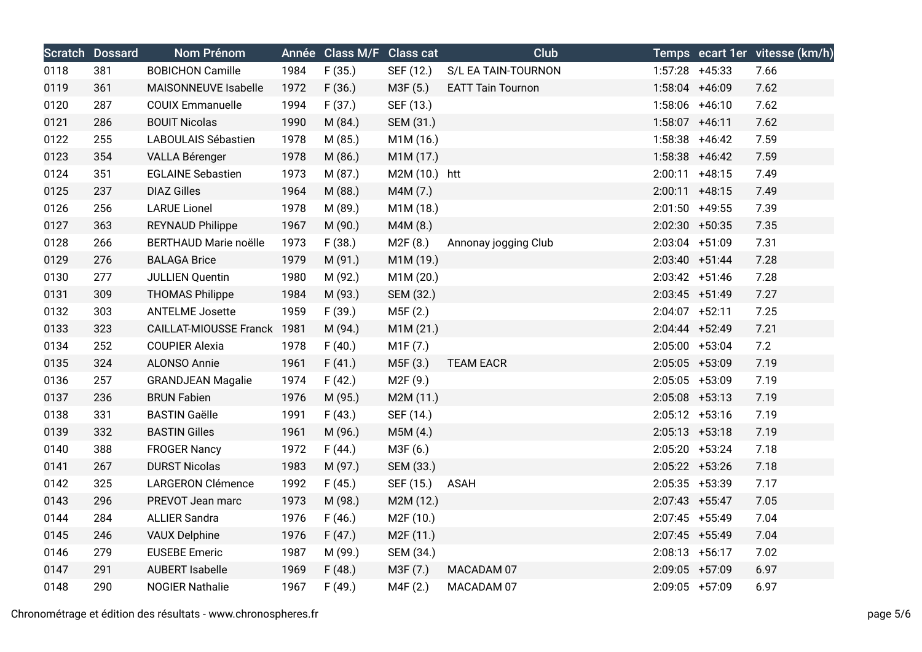| Scratch | Dossard | Nom Prénom | Année | Class M/F | Class cat | Club | Temps | ecart 1er | vitesse (km/h) |
|---|---|---|---|---|---|---|---|---|---|
| 0118 | 381 | BOBICHON Camille | 1984 | F (35.) | SEF (12.) | S/L EA TAIN-TOURNON | 1:57:28 | +45:33 | 7.66 |
| 0119 | 361 | MAISONNEUVE Isabelle | 1972 | F (36.) | M3F (5.) | EATT Tain Tournon | 1:58:04 | +46:09 | 7.62 |
| 0120 | 287 | COUIX Emmanuelle | 1994 | F (37.) | SEF (13.) | | 1:58:06 | +46:10 | 7.62 |
| 0121 | 286 | BOUIT Nicolas | 1990 | M (84.) | SEM (31.) | | 1:58:07 | +46:11 | 7.62 |
| 0122 | 255 | LABOULAIS Sébastien | 1978 | M (85.) | M1M (16.) | | 1:58:38 | +46:42 | 7.59 |
| 0123 | 354 | VALLA Bérenger | 1978 | M (86.) | M1M (17.) | | 1:58:38 | +46:42 | 7.59 |
| 0124 | 351 | EGLAINE Sebastien | 1973 | M (87.) | M2M (10.) | htt | 2:00:11 | +48:15 | 7.49 |
| 0125 | 237 | DIAZ Gilles | 1964 | M (88.) | M4M (7.) | | 2:00:11 | +48:15 | 7.49 |
| 0126 | 256 | LARUE Lionel | 1978 | M (89.) | M1M (18.) | | 2:01:50 | +49:55 | 7.39 |
| 0127 | 363 | REYNAUD Philippe | 1967 | M (90.) | M4M (8.) | | 2:02:30 | +50:35 | 7.35 |
| 0128 | 266 | BERTHAUD Marie noëlle | 1973 | F (38.) | M2F (8.) | Annonay jogging Club | 2:03:04 | +51:09 | 7.31 |
| 0129 | 276 | BALAGA Brice | 1979 | M (91.) | M1M (19.) | | 2:03:40 | +51:44 | 7.28 |
| 0130 | 277 | JULLIEN Quentin | 1980 | M (92.) | M1M (20.) | | 2:03:42 | +51:46 | 7.28 |
| 0131 | 309 | THOMAS Philippe | 1984 | M (93.) | SEM (32.) | | 2:03:45 | +51:49 | 7.27 |
| 0132 | 303 | ANTELME Josette | 1959 | F (39.) | M5F (2.) | | 2:04:07 | +52:11 | 7.25 |
| 0133 | 323 | CAILLAT-MIOUSSE Franck | 1981 | M (94.) | M1M (21.) | | 2:04:44 | +52:49 | 7.21 |
| 0134 | 252 | COUPIER Alexia | 1978 | F (40.) | M1F (7.) | | 2:05:00 | +53:04 | 7.2 |
| 0135 | 324 | ALONSO Annie | 1961 | F (41.) | M5F (3.) | TEAM EACR | 2:05:05 | +53:09 | 7.19 |
| 0136 | 257 | GRANDJEAN Magalie | 1974 | F (42.) | M2F (9.) | | 2:05:05 | +53:09 | 7.19 |
| 0137 | 236 | BRUN Fabien | 1976 | M (95.) | M2M (11.) | | 2:05:08 | +53:13 | 7.19 |
| 0138 | 331 | BASTIN Gaëlle | 1991 | F (43.) | SEF (14.) | | 2:05:12 | +53:16 | 7.19 |
| 0139 | 332 | BASTIN Gilles | 1961 | M (96.) | M5M (4.) | | 2:05:13 | +53:18 | 7.19 |
| 0140 | 388 | FROGER Nancy | 1972 | F (44.) | M3F (6.) | | 2:05:20 | +53:24 | 7.18 |
| 0141 | 267 | DURST Nicolas | 1983 | M (97.) | SEM (33.) | | 2:05:22 | +53:26 | 7.18 |
| 0142 | 325 | LARGERON Clémence | 1992 | F (45.) | SEF (15.) | ASAH | 2:05:35 | +53:39 | 7.17 |
| 0143 | 296 | PREVOT Jean marc | 1973 | M (98.) | M2M (12.) | | 2:07:43 | +55:47 | 7.05 |
| 0144 | 284 | ALLIER Sandra | 1976 | F (46.) | M2F (10.) | | 2:07:45 | +55:49 | 7.04 |
| 0145 | 246 | VAUX Delphine | 1976 | F (47.) | M2F (11.) | | 2:07:45 | +55:49 | 7.04 |
| 0146 | 279 | EUSEBE Emeric | 1987 | M (99.) | SEM (34.) | | 2:08:13 | +56:17 | 7.02 |
| 0147 | 291 | AUBERT Isabelle | 1969 | F (48.) | M3F (7.) | MACADAM 07 | 2:09:05 | +57:09 | 6.97 |
| 0148 | 290 | NOGIER Nathalie | 1967 | F (49.) | M4F (2.) | MACADAM 07 | 2:09:05 | +57:09 | 6.97 |

Chronométrage et édition des résultats - www.chronospheres.fr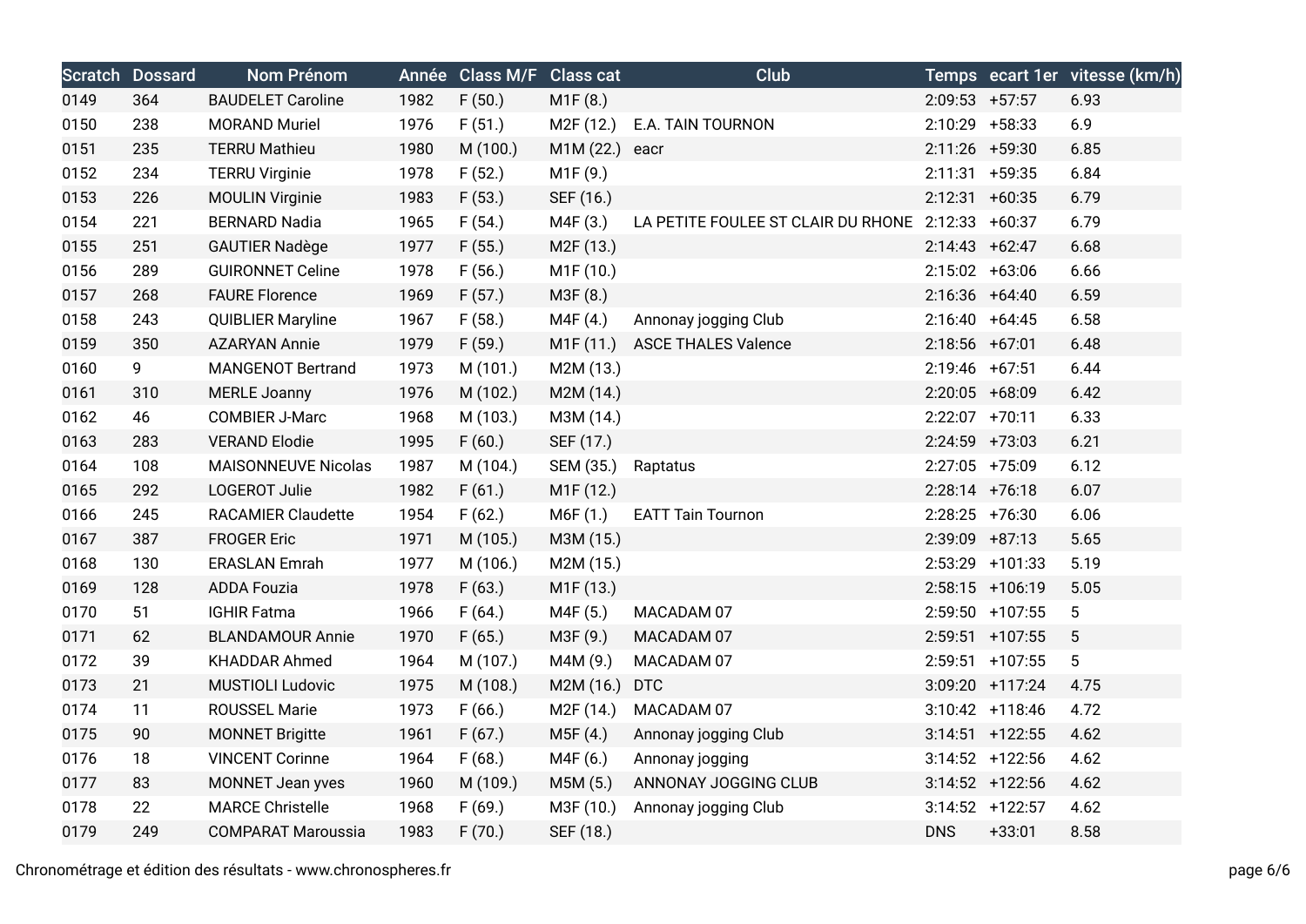| Scratch | Dossard | Nom Prénom | Année | Class M/F | Class cat | Club | Temps | ecart 1er | vitesse (km/h) |
|---|---|---|---|---|---|---|---|---|---|
| 0149 | 364 | BAUDELET Caroline | 1982 | F (50.) | M1F (8.) | | 2:09:53 | +57:57 | 6.93 |
| 0150 | 238 | MORAND Muriel | 1976 | F (51.) | M2F (12.) | E.A. TAIN TOURNON | 2:10:29 | +58:33 | 6.9 |
| 0151 | 235 | TERRU Mathieu | 1980 | M (100.) | M1M (22.) | eacr | 2:11:26 | +59:30 | 6.85 |
| 0152 | 234 | TERRU Virginie | 1978 | F (52.) | M1F (9.) | | 2:11:31 | +59:35 | 6.84 |
| 0153 | 226 | MOULIN Virginie | 1983 | F (53.) | SEF (16.) | | 2:12:31 | +60:35 | 6.79 |
| 0154 | 221 | BERNARD Nadia | 1965 | F (54.) | M4F (3.) | LA PETITE FOULEE ST CLAIR DU RHONE | 2:12:33 | +60:37 | 6.79 |
| 0155 | 251 | GAUTIER Nadège | 1977 | F (55.) | M2F (13.) | | 2:14:43 | +62:47 | 6.68 |
| 0156 | 289 | GUIRONNET Celine | 1978 | F (56.) | M1F (10.) | | 2:15:02 | +63:06 | 6.66 |
| 0157 | 268 | FAURE Florence | 1969 | F (57.) | M3F (8.) | | 2:16:36 | +64:40 | 6.59 |
| 0158 | 243 | QUIBLIER Maryline | 1967 | F (58.) | M4F (4.) | Annonay jogging Club | 2:16:40 | +64:45 | 6.58 |
| 0159 | 350 | AZARYAN Annie | 1979 | F (59.) | M1F (11.) | ASCE THALES Valence | 2:18:56 | +67:01 | 6.48 |
| 0160 | 9 | MANGENOT Bertrand | 1973 | M (101.) | M2M (13.) | | 2:19:46 | +67:51 | 6.44 |
| 0161 | 310 | MERLE Joanny | 1976 | M (102.) | M2M (14.) | | 2:20:05 | +68:09 | 6.42 |
| 0162 | 46 | COMBIER J-Marc | 1968 | M (103.) | M3M (14.) | | 2:22:07 | +70:11 | 6.33 |
| 0163 | 283 | VERAND Elodie | 1995 | F (60.) | SEF (17.) | | 2:24:59 | +73:03 | 6.21 |
| 0164 | 108 | MAISONNEUVE Nicolas | 1987 | M (104.) | SEM (35.) | Raptatus | 2:27:05 | +75:09 | 6.12 |
| 0165 | 292 | LOGEROT Julie | 1982 | F (61.) | M1F (12.) | | 2:28:14 | +76:18 | 6.07 |
| 0166 | 245 | RACAMIER Claudette | 1954 | F (62.) | M6F (1.) | EATT Tain Tournon | 2:28:25 | +76:30 | 6.06 |
| 0167 | 387 | FROGER Eric | 1971 | M (105.) | M3M (15.) | | 2:39:09 | +87:13 | 5.65 |
| 0168 | 130 | ERASLAN Emrah | 1977 | M (106.) | M2M (15.) | | 2:53:29 | +101:33 | 5.19 |
| 0169 | 128 | ADDA Fouzia | 1978 | F (63.) | M1F (13.) | | 2:58:15 | +106:19 | 5.05 |
| 0170 | 51 | IGHIR Fatma | 1966 | F (64.) | M4F (5.) | MACADAM 07 | 2:59:50 | +107:55 | 5 |
| 0171 | 62 | BLANDAMOUR Annie | 1970 | F (65.) | M3F (9.) | MACADAM 07 | 2:59:51 | +107:55 | 5 |
| 0172 | 39 | KHADDAR Ahmed | 1964 | M (107.) | M4M (9.) | MACADAM 07 | 2:59:51 | +107:55 | 5 |
| 0173 | 21 | MUSTIOLI Ludovic | 1975 | M (108.) | M2M (16.) | DTC | 3:09:20 | +117:24 | 4.75 |
| 0174 | 11 | ROUSSEL Marie | 1973 | F (66.) | M2F (14.) | MACADAM 07 | 3:10:42 | +118:46 | 4.72 |
| 0175 | 90 | MONNET Brigitte | 1961 | F (67.) | M5F (4.) | Annonay jogging Club | 3:14:51 | +122:55 | 4.62 |
| 0176 | 18 | VINCENT Corinne | 1964 | F (68.) | M4F (6.) | Annonay jogging | 3:14:52 | +122:56 | 4.62 |
| 0177 | 83 | MONNET Jean yves | 1960 | M (109.) | M5M (5.) | ANNONAY JOGGING CLUB | 3:14:52 | +122:56 | 4.62 |
| 0178 | 22 | MARCE Christelle | 1968 | F (69.) | M3F (10.) | Annonay jogging Club | 3:14:52 | +122:57 | 4.62 |
| 0179 | 249 | COMPARAT Maroussia | 1983 | F (70.) | SEF (18.) | | DNS | +33:01 | 8.58 |

Chronométrage et édition des résultats - www.chronospheres.fr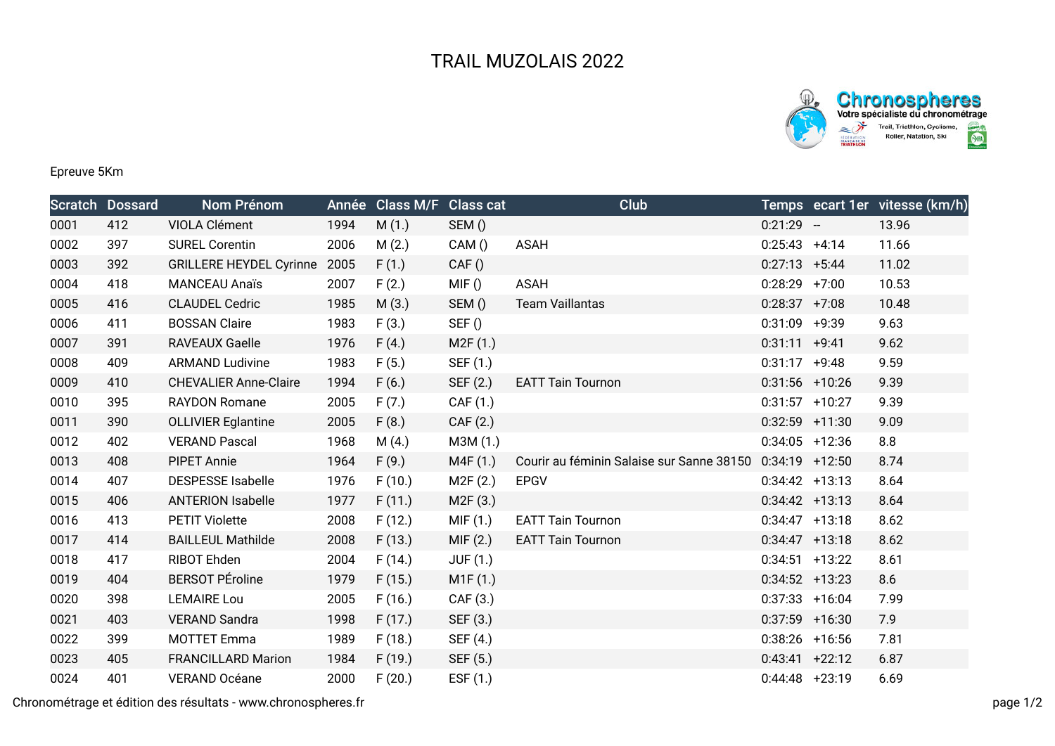# TRAIL MUZOLAIS 2022

Epreuve 5Km

| Scratch | Dossard | Nom Prénom | Année | Class M/F | Class cat | Club | Temps | ecart 1er | vitesse (km/h) |
|---|---|---|---|---|---|---|---|---|---|
| 0001 | 412 | VIOLA Clément | 1994 | M (1.) | SEM () | | 0:21:29 | -- | 13.96 |
| 0002 | 397 | SUREL Corentin | 2006 | M (2.) | CAM () | ASAH | 0:25:43 | +4:14 | 11.66 |
| 0003 | 392 | GRILLERE HEYDEL Cyrinne | 2005 | F (1.) | CAF () | | 0:27:13 | +5:44 | 11.02 |
| 0004 | 418 | MANCEAU Anaïs | 2007 | F (2.) | MIF () | ASAH | 0:28:29 | +7:00 | 10.53 |
| 0005 | 416 | CLAUDEL Cedric | 1985 | M (3.) | SEM () | Team Vaillantas | 0:28:37 | +7:08 | 10.48 |
| 0006 | 411 | BOSSAN Claire | 1983 | F (3.) | SEF () | | 0:31:09 | +9:39 | 9.63 |
| 0007 | 391 | RAVEAUX Gaelle | 1976 | F (4.) | M2F (1.) | | 0:31:11 | +9:41 | 9.62 |
| 0008 | 409 | ARMAND Ludivine | 1983 | F (5.) | SEF (1.) | | 0:31:17 | +9:48 | 9.59 |
| 0009 | 410 | CHEVALIER Anne-Claire | 1994 | F (6.) | SEF (2.) | EATT Tain Tournon | 0:31:56 | +10:26 | 9.39 |
| 0010 | 395 | RAYDON Romane | 2005 | F (7.) | CAF (1.) | | 0:31:57 | +10:27 | 9.39 |
| 0011 | 390 | OLLIVIER Eglantine | 2005 | F (8.) | CAF (2.) | | 0:32:59 | +11:30 | 9.09 |
| 0012 | 402 | VERAND Pascal | 1968 | M (4.) | M3M (1.) | | 0:34:05 | +12:36 | 8.8 |
| 0013 | 408 | PIPET Annie | 1964 | F (9.) | M4F (1.) | Courir au féminin Salaise sur Sanne 38150 | 0:34:19 | +12:50 | 8.74 |
| 0014 | 407 | DESPESSE Isabelle | 1976 | F (10.) | M2F (2.) | EPGV | 0:34:42 | +13:13 | 8.64 |
| 0015 | 406 | ANTERION Isabelle | 1977 | F (11.) | M2F (3.) | | 0:34:42 | +13:13 | 8.64 |
| 0016 | 413 | PETIT Violette | 2008 | F (12.) | MIF (1.) | EATT Tain Tournon | 0:34:47 | +13:18 | 8.62 |
| 0017 | 414 | BAILLEUL Mathilde | 2008 | F (13.) | MIF (2.) | EATT Tain Tournon | 0:34:47 | +13:18 | 8.62 |
| 0018 | 417 | RIBOT Ehden | 2004 | F (14.) | JUF (1.) | | 0:34:51 | +13:22 | 8.61 |
| 0019 | 404 | BERSOT PÉroline | 1979 | F (15.) | M1F (1.) | | 0:34:52 | +13:23 | 8.6 |
| 0020 | 398 | LEMAIRE Lou | 2005 | F (16.) | CAF (3.) | | 0:37:33 | +16:04 | 7.99 |
| 0021 | 403 | VERAND Sandra | 1998 | F (17.) | SEF (3.) | | 0:37:59 | +16:30 | 7.9 |
| 0022 | 399 | MOTTET Emma | 1989 | F (18.) | SEF (4.) | | 0:38:26 | +16:56 | 7.81 |
| 0023 | 405 | FRANCILLARD Marion | 1984 | F (19.) | SEF (5.) | | 0:43:41 | +22:12 | 6.87 |
| 0024 | 401 | VERAND Océane | 2000 | F (20.) | ESF (1.) | | 0:44:48 | +23:19 | 6.69 |

Chronométrage et édition des résultats - www.chronospheres.fr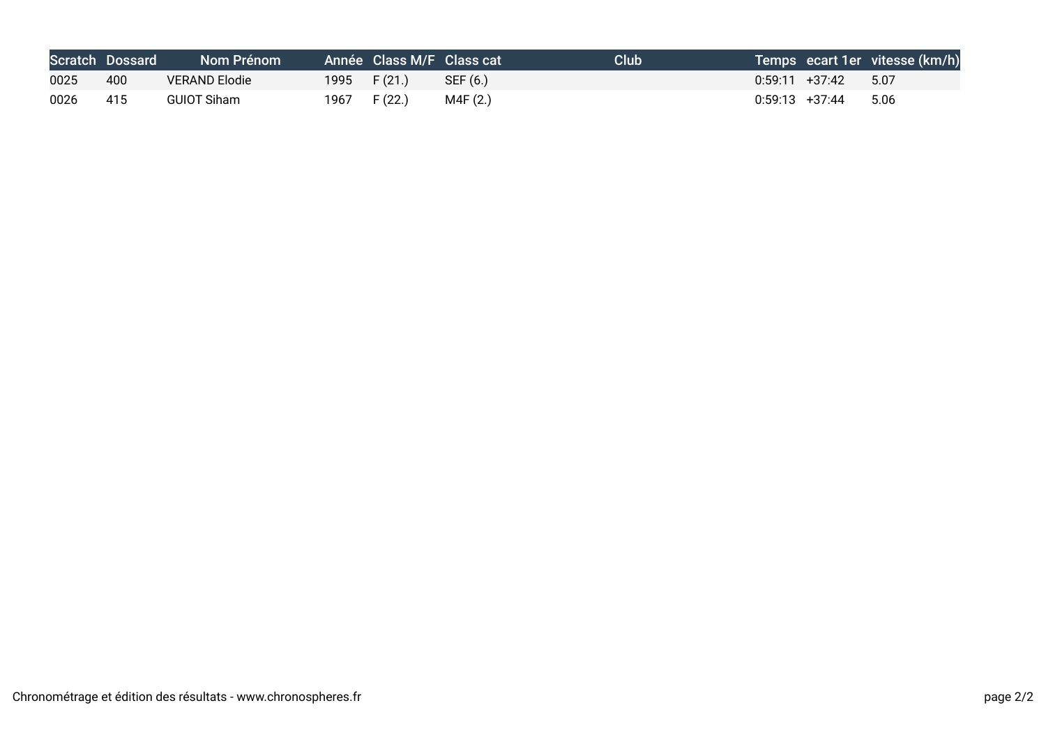| Scratch | Dossard | Nom Prénom | Année | Class M/F | Class cat | Club | Temps | ecart 1er | vitesse (km/h) |
|---|---|---|---|---|---|---|---|---|---|
| 0025 | 400 | VERAND Elodie | 1995 | F (21.) | SEF (6.) | | 0:59:11 | +37:42 | 5.07 |
| 0026 | 415 | GUIOT Siham | 1967 | F (22.) | M4F (2.) | | 0:59:13 | +37:44 | 5.06 |

Chronométrage et édition des résultats - www.chronospheres.fr